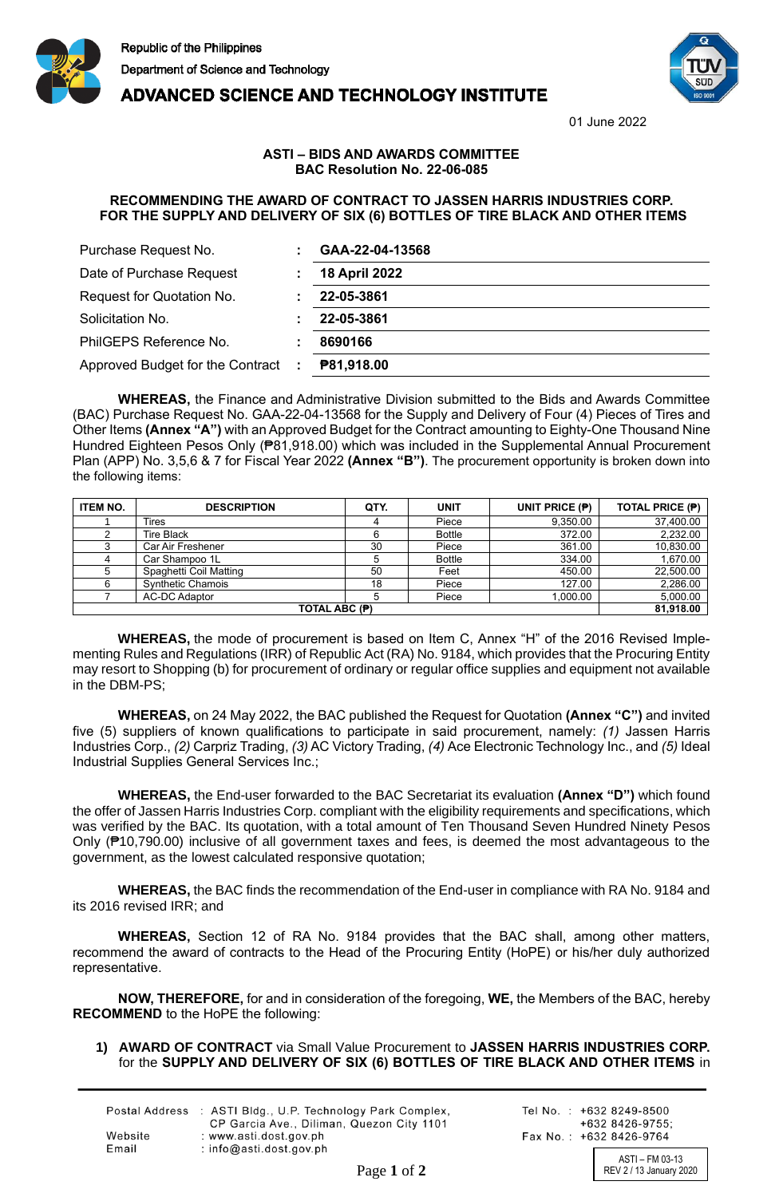Republic of the Philippines
Department of Science and Technology
**ADVANCED SCIENCE AND TECHNOLOGY INSTITUTE**

01 June 2022

**ASTI – BIDS AND AWARDS COMMITTEE**
**BAC Resolution No. 22-06-085**

**RECOMMENDING THE AWARD OF CONTRACT TO JASSEN HARRIS INDUSTRIES CORP. FOR THE SUPPLY AND DELIVERY OF SIX (6) BOTTLES OF TIRE BLACK AND OTHER ITEMS**

| | | |
|---|---|---|
| Purchase Request No. | : | **GAA-22-04-13568** |
| Date of Purchase Request | : | **18 April 2022** |
| Request for Quotation No. | : | **22-05-3861** |
| Solicitation No. | : | **22-05-3861** |
| PhilGEPS Reference No. | : | **8690166** |
| Approved Budget for the Contract | : | **₱81,918.00** |

**WHEREAS,** the Finance and Administrative Division submitted to the Bids and Awards Committee (BAC) Purchase Request No. GAA-22-04-13568 for the Supply and Delivery of Four (4) Pieces of Tires and Other Items **(Annex "A")** with an Approved Budget for the Contract amounting to Eighty-One Thousand Nine Hundred Eighteen Pesos Only (₱81,918.00) which was included in the Supplemental Annual Procurement Plan (APP) No. 3,5,6 & 7 for Fiscal Year 2022 **(Annex "B")**. The procurement opportunity is broken down into the following items:

| ITEM NO. | DESCRIPTION | QTY. | UNIT | UNIT PRICE (₱) | TOTAL PRICE (₱) |
|---|---|---|---|---|---|
| 1 | Tires | 4 | Piece | 9,350.00 | 37,400.00 |
| 2 | Tire Black | 6 | Bottle | 372.00 | 2,232.00 |
| 3 | Car Air Freshener | 30 | Piece | 361.00 | 10,830.00 |
| 4 | Car Shampoo 1L | 5 | Bottle | 334.00 | 1,670.00 |
| 5 | Spaghetti Coil Matting | 50 | Feet | 450.00 | 22,500.00 |
| 6 | Synthetic Chamois | 18 | Piece | 127.00 | 2,286.00 |
| 7 | AC-DC Adaptor | 5 | Piece | 1,000.00 | 5,000.00 |
| **TOTAL ABC (₱)** | | | | | **81,918.00** |

**WHEREAS,** the mode of procurement is based on Item C, Annex "H" of the 2016 Revised Implementing Rules and Regulations (IRR) of Republic Act (RA) No. 9184, which provides that the Procuring Entity may resort to Shopping (b) for procurement of ordinary or regular office supplies and equipment not available in the DBM-PS;

**WHEREAS,** on 24 May 2022, the BAC published the Request for Quotation **(Annex "C")** and invited five (5) suppliers of known qualifications to participate in said procurement, namely: *(1)* Jassen Harris Industries Corp., *(2)* Carpriz Trading, *(3)* AC Victory Trading, *(4)* Ace Electronic Technology Inc., and *(5)* Ideal Industrial Supplies General Services Inc.;

**WHEREAS,** the End-user forwarded to the BAC Secretariat its evaluation **(Annex "D")** which found the offer of Jassen Harris Industries Corp. compliant with the eligibility requirements and specifications, which was verified by the BAC. Its quotation, with a total amount of Ten Thousand Seven Hundred Ninety Pesos Only (₱10,790.00) inclusive of all government taxes and fees, is deemed the most advantageous to the government, as the lowest calculated responsive quotation;

**WHEREAS,** the BAC finds the recommendation of the End-user in compliance with RA No. 9184 and its 2016 revised IRR; and

**WHEREAS,** Section 12 of RA No. 9184 provides that the BAC shall, among other matters, recommend the award of contracts to the Head of the Procuring Entity (HoPE) or his/her duly authorized representative.

**NOW, THEREFORE,** for and in consideration of the foregoing, **WE,** the Members of the BAC, hereby **RECOMMEND** to the HoPE the following:

1) **AWARD OF CONTRACT** via Small Value Procurement to **JASSEN HARRIS INDUSTRIES CORP.** for the **SUPPLY AND DELIVERY OF SIX (6) BOTTLES OF TIRE BLACK AND OTHER ITEMS** in

Postal Address : ASTI Bldg., U.P. Technology Park Complex, CP Garcia Ave., Diliman, Quezon City 1101
Website : www.asti.dost.gov.ph
Email : info@asti.dost.gov.ph
Tel No. : +632 8249-8500, +632 8426-9755;
Fax No. : +632 8426-9764

ASTI – FM 03-13
REV 2 / 13 January 2020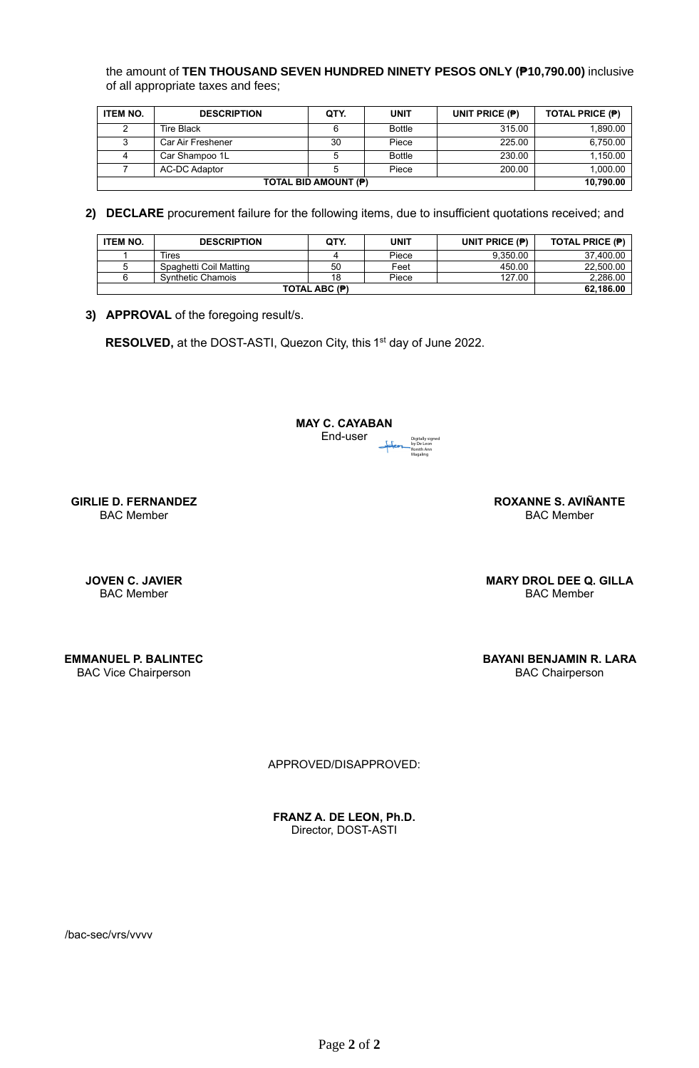the amount of **TEN THOUSAND SEVEN HUNDRED NINETY PESOS ONLY (₱10,790.00)** inclusive of all appropriate taxes and fees;

| ITEM NO. | DESCRIPTION | QTY. | UNIT | UNIT PRICE (₱) | TOTAL PRICE (₱) |
|---|---|---|---|---|---|
| 2 | Tire Black | 6 | Bottle | 315.00 | 1,890.00 |
| 3 | Car Air Freshener | 30 | Piece | 225.00 | 6,750.00 |
| 4 | Car Shampoo 1L | 5 | Bottle | 230.00 | 1,150.00 |
| 7 | AC-DC Adaptor | 5 | Piece | 200.00 | 1,000.00 |
| **TOTAL BID AMOUNT (₱)** | | | | | **10,790.00** |

2) **DECLARE** procurement failure for the following items, due to insufficient quotations received; and

| ITEM NO. | DESCRIPTION | QTY. | UNIT | UNIT PRICE (₱) | TOTAL PRICE (₱) |
|---|---|---|---|---|---|
| 1 | Tires | 4 | Piece | 9,350.00 | 37,400.00 |
| 5 | Spaghetti Coil Matting | 50 | Feet | 450.00 | 22,500.00 |
| 6 | Synthetic Chamois | 18 | Piece | 127.00 | 2,286.00 |
| **TOTAL ABC (₱)** | | | | | **62,186.00** |

3) **APPROVAL** of the foregoing result/s.

**RESOLVED,** at the DOST-ASTI, Quezon City, this 1st day of June 2022.

**MAY C. CAYABAN**
End-user

Digitally signed by De Leon Ronith Ann Magaling

**GIRLIE D. FERNANDEZ**
BAC Member

**ROXANNE S. AVIÑANTE**
BAC Member

**JOVEN C. JAVIER**
BAC Member

**MARY DROL DEE Q. GILLA**
BAC Member

**EMMANUEL P. BALINTEC**
BAC Vice Chairperson

**BAYANI BENJAMIN R. LARA**
BAC Chairperson

APPROVED/DISAPPROVED:

**FRANZ A. DE LEON, Ph.D.**
Director, DOST-ASTI

/bac-sec/vrs/vvvv